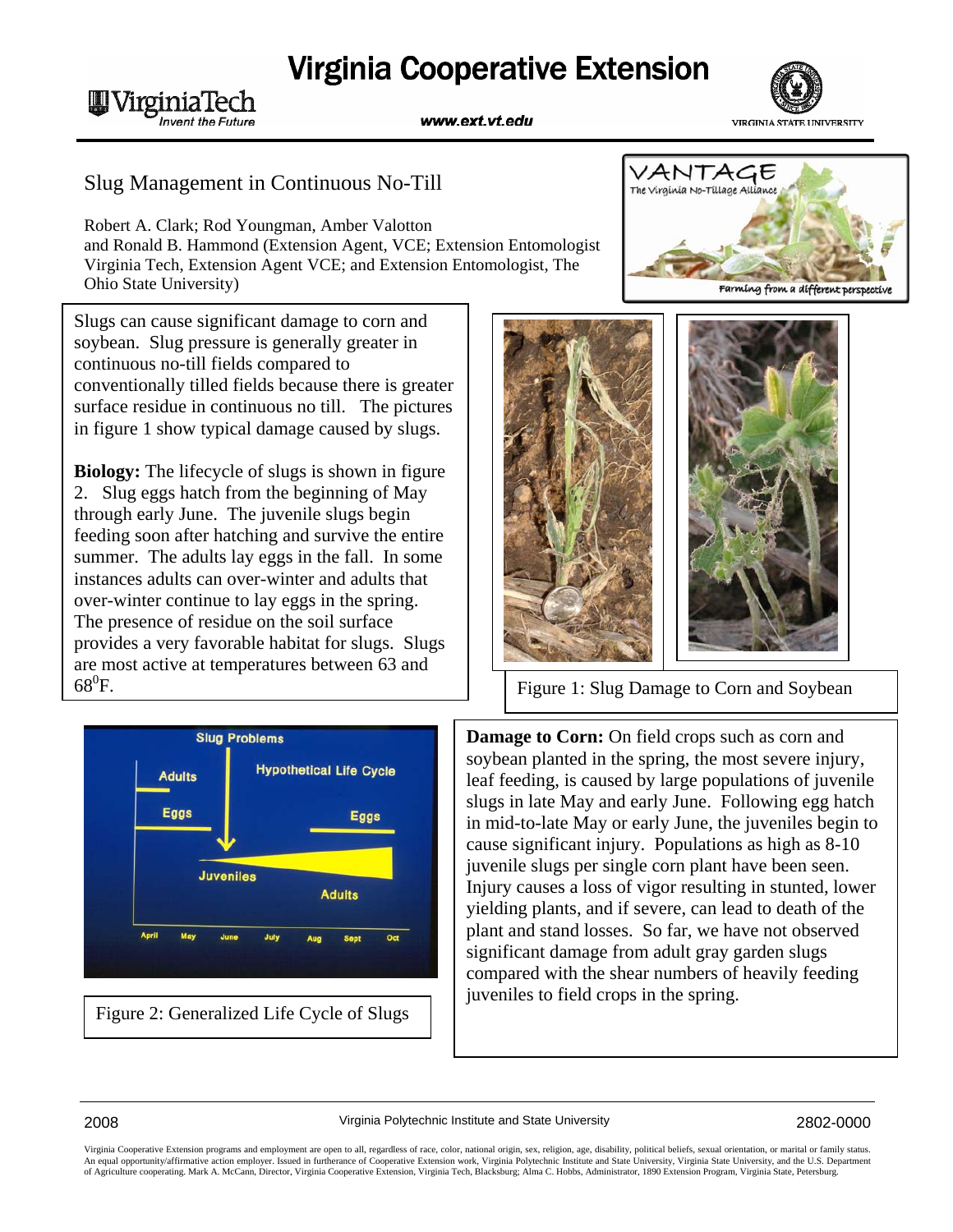# Slug Management in Continuous No-Till

Robert A. Clark; Rod Youngman, Amber Valotton and Ronald B. Hammond (Extension Agent, VCE; Extension Entomologist Virginia Tech, Extension Agent VCE; and Extension Entomologist, The Ohio State University)

Slugs can cause significant damage to corn and soybean. Slug pressure is generally greater in continuous no-till fields compared to conventionally tilled fields because there is greater surface residue in continuous no till. The pictures in figure 1 show typical damage caused by slugs.

**Biology:** The lifecycle of slugs is shown in figure 2. Slug eggs hatch from the beginning of May through early June. The juvenile slugs begin feeding soon after hatching and survive the entire summer. The adults lay eggs in the fall. In some instances adults can over-winter and adults that over-winter continue to lay eggs in the spring. The presence of residue on the soil surface provides a very favorable habitat for slugs. Slugs are most active at temperatures between 63 and 68$^{0}$F.

Figure 1: Slug Damage to Corn and Soybean

Figure 2: Generalized Life Cycle of Slugs

**Damage to Corn:** On field crops such as corn and soybean planted in the spring, the most severe injury, leaf feeding, is caused by large populations of juvenile slugs in late May and early June. Following egg hatch in mid-to-late May or early June, the juveniles begin to cause significant injury. Populations as high as 8-10 juvenile slugs per single corn plant have been seen. Injury causes a loss of vigor resulting in stunted, lower yielding plants, and if severe, can lead to death of the plant and stand losses. So far, we have not observed significant damage from adult gray garden slugs compared with the shear numbers of heavily feeding juveniles to field crops in the spring.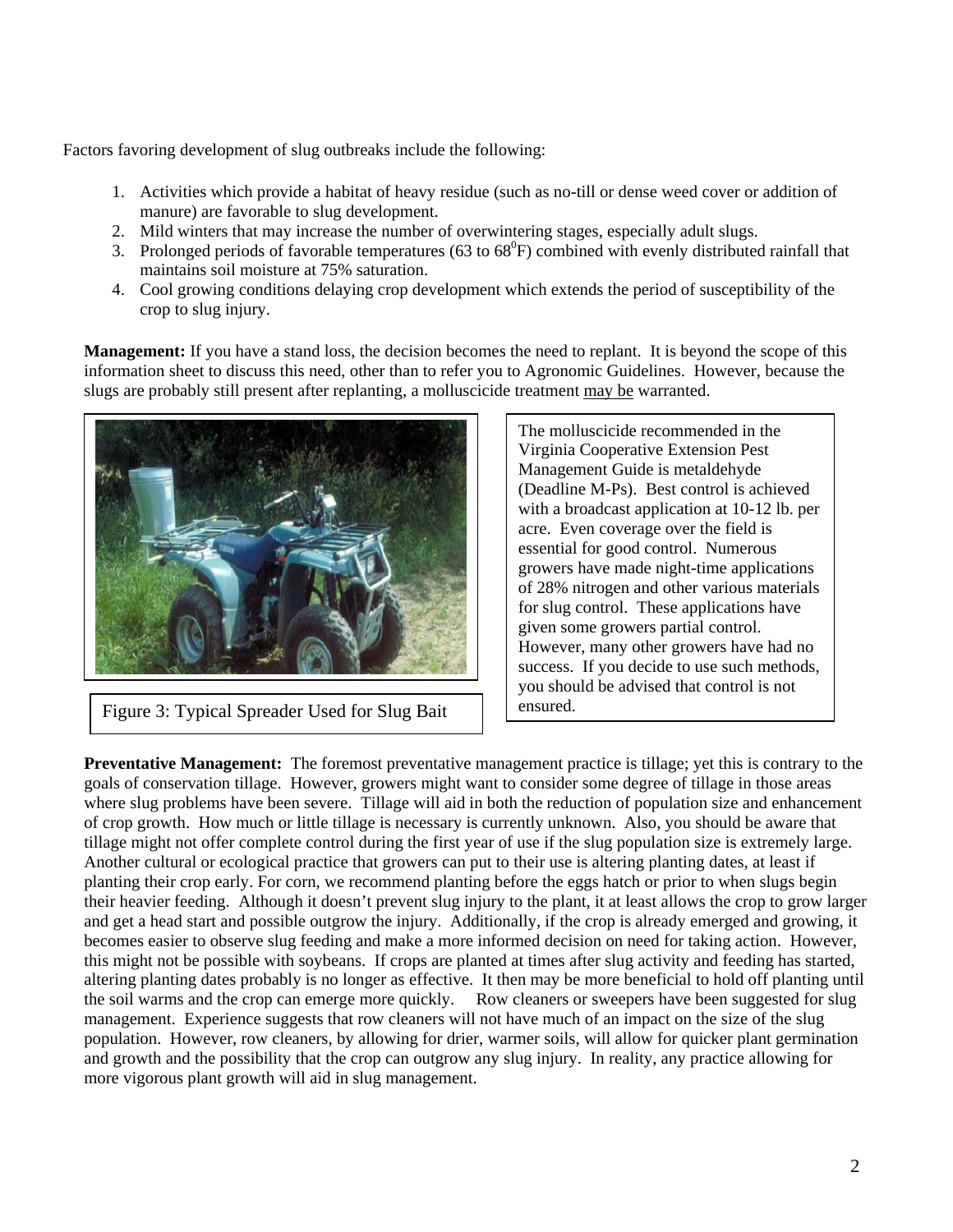Factors favoring development of slug outbreaks include the following:

1. Activities which provide a habitat of heavy residue (such as no-till or dense weed cover or addition of manure) are favorable to slug development.
2. Mild winters that may increase the number of overwintering stages, especially adult slugs.
3. Prolonged periods of favorable temperatures (63 to 68$^{0}$F) combined with evenly distributed rainfall that maintains soil moisture at 75% saturation.
4. Cool growing conditions delaying crop development which extends the period of susceptibility of the crop to slug injury.

**Management:** If you have a stand loss, the decision becomes the need to replant. It is beyond the scope of this information sheet to discuss this need, other than to refer you to Agronomic Guidelines. However, because the slugs are probably still present after replanting, a molluscicide treatment may be warranted.

Figure 3: Typical Spreader Used for Slug Bait

The molluscicide recommended in the Virginia Cooperative Extension Pest Management Guide is metaldehyde (Deadline M-Ps). Best control is achieved with a broadcast application at 10-12 lb. per acre. Even coverage over the field is essential for good control. Numerous growers have made night-time applications of 28% nitrogen and other various materials for slug control. These applications have given some growers partial control. However, many other growers have had no success. If you decide to use such methods, you should be advised that control is not ensured.

**Preventative Management:** The foremost preventative management practice is tillage; yet this is contrary to the goals of conservation tillage. However, growers might want to consider some degree of tillage in those areas where slug problems have been severe. Tillage will aid in both the reduction of population size and enhancement of crop growth. How much or little tillage is necessary is currently unknown. Also, you should be aware that tillage might not offer complete control during the first year of use if the slug population size is extremely large. Another cultural or ecological practice that growers can put to their use is altering planting dates, at least if planting their crop early. For corn, we recommend planting before the eggs hatch or prior to when slugs begin their heavier feeding. Although it doesn't prevent slug injury to the plant, it at least allows the crop to grow larger and get a head start and possible outgrow the injury. Additionally, if the crop is already emerged and growing, it becomes easier to observe slug feeding and make a more informed decision on need for taking action. However, this might not be possible with soybeans. If crops are planted at times after slug activity and feeding has started, altering planting dates probably is no longer as effective. It then may be more beneficial to hold off planting until the soil warms and the crop can emerge more quickly. Row cleaners or sweepers have been suggested for slug management. Experience suggests that row cleaners will not have much of an impact on the size of the slug population. However, row cleaners, by allowing for drier, warmer soils, will allow for quicker plant germination and growth and the possibility that the crop can outgrow any slug injury. In reality, any practice allowing for more vigorous plant growth will aid in slug management.